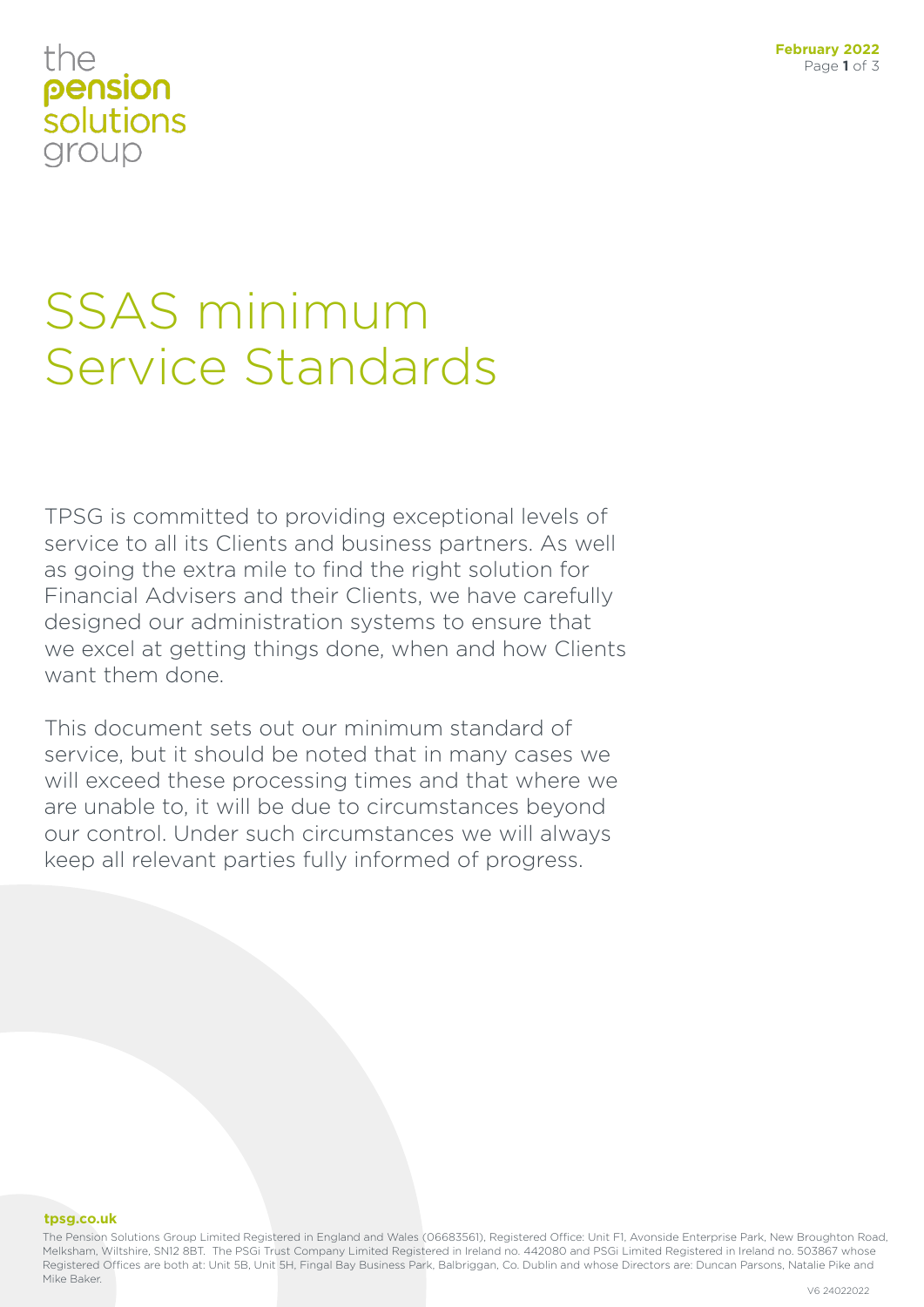the
pension
solutions
group

February 2022

# SSAS minimum Service Standards

TPSG is committed to providing exceptional levels of service to all its Clients and business partners. As well as going the extra mile to find the right solution for Financial Advisers and their Clients, we have carefully designed our administration systems to ensure that we excel at getting things done, when and how Clients want them done.

This document sets out our minimum standard of service, but it should be noted that in many cases we will exceed these processing times and that where we are unable to, it will be due to circumstances beyond our control. Under such circumstances we will always keep all relevant parties fully informed of progress.

**tpsg.co.uk**

The Pension Solutions Group Limited Registered in England and Wales (06683561), Registered Office: Unit F1, Avonside Enterprise Park, New Broughton Road, Melksham, Wiltshire, SN12 8BT. The PSGi Trust Company Limited Registered in Ireland no. 442080 and PSGi Limited Registered in Ireland no. 503867 whose Registered Offices are both at: Unit 5B, Unit 5H, Fingal Bay Business Park, Balbriggan, Co. Dublin and whose Directors are: Duncan Parsons, Natalie Pike and Mike Baker.

V6 24022022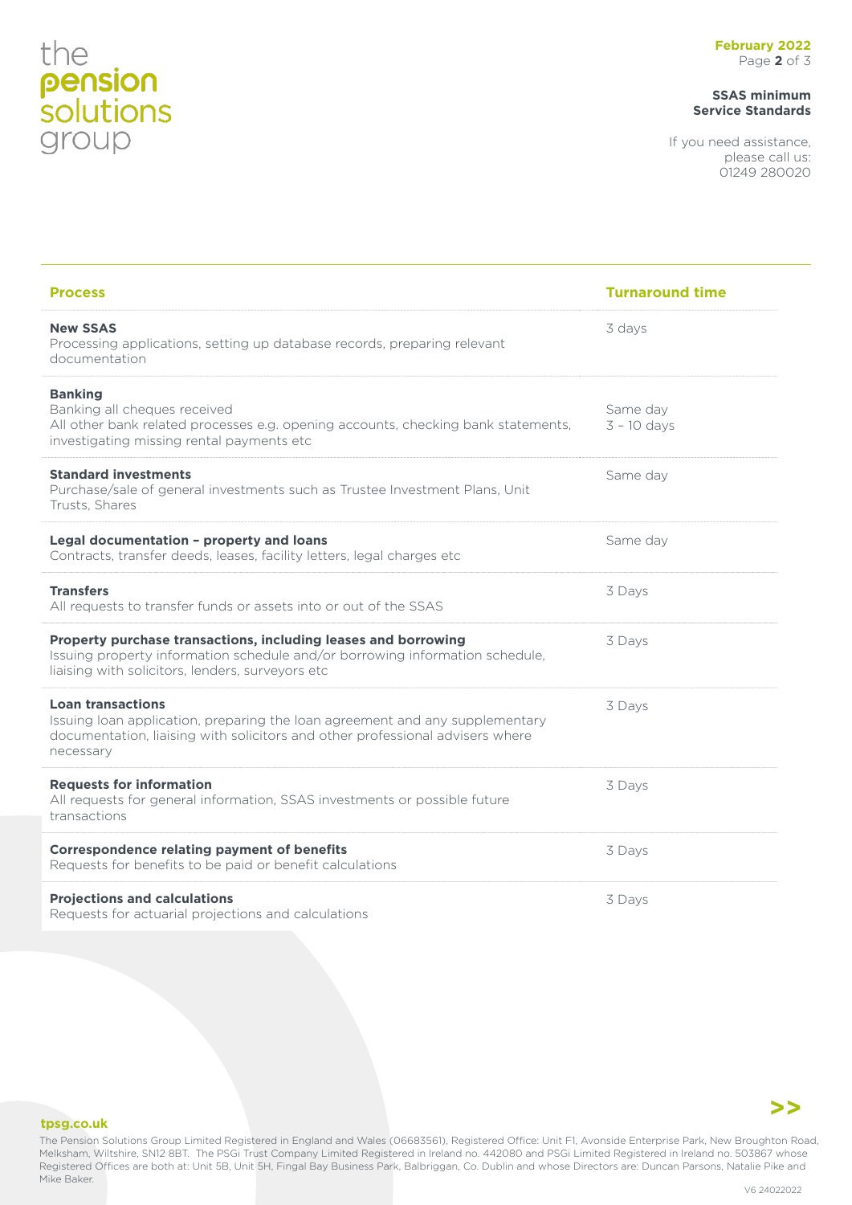**SSAS minimum Service Standards**

If you need assistance, please call us: 01249 280020

| Process | Turnaround time |
|---|---|
| **New SSAS**<br>Processing applications, setting up database records, preparing relevant documentation | 3 days |
| **Banking**<br>Banking all cheques received<br>All other bank related processes e.g. opening accounts, checking bank statements, investigating missing rental payments etc | Same day<br>3 - 10 days |
| **Standard investments**<br>Purchase/sale of general investments such as Trustee Investment Plans, Unit Trusts, Shares | Same day |
| **Legal documentation – property and loans**<br>Contracts, transfer deeds, leases, facility letters, legal charges etc | Same day |
| **Transfers**<br>All requests to transfer funds or assets into or out of the SSAS | 3 Days |
| **Property purchase transactions, including leases and borrowing**<br>Issuing property information schedule and/or borrowing information schedule, liaising with solicitors, lenders, surveyors etc | 3 Days |
| **Loan transactions**<br>Issuing loan application, preparing the loan agreement and any supplementary documentation, liaising with solicitors and other professional advisers where necessary | 3 Days |
| **Requests for information**<br>All requests for general information, SSAS investments or possible future transactions | 3 Days |
| **Correspondence relating payment of benefits**<br>Requests for benefits to be paid or benefit calculations | 3 Days |
| **Projections and calculations**<br>Requests for actuarial projections and calculations | 3 Days |

tpsg.co.uk

The Pension Solutions Group Limited Registered in England and Wales (06683561), Registered Office: Unit F1, Avonside Enterprise Park, New Broughton Road, Melksham, Wiltshire, SN12 8BT. The PSGi Trust Company Limited Registered in Ireland no. 442080 and PSGi Limited Registered in Ireland no. 503867 whose Registered Offices are both at: Unit 5B, Unit 5H, Fingal Bay Business Park, Balbriggan, Co. Dublin and whose Directors are: Duncan Parsons, Natalie Pike and Mike Baker.

V6 24022022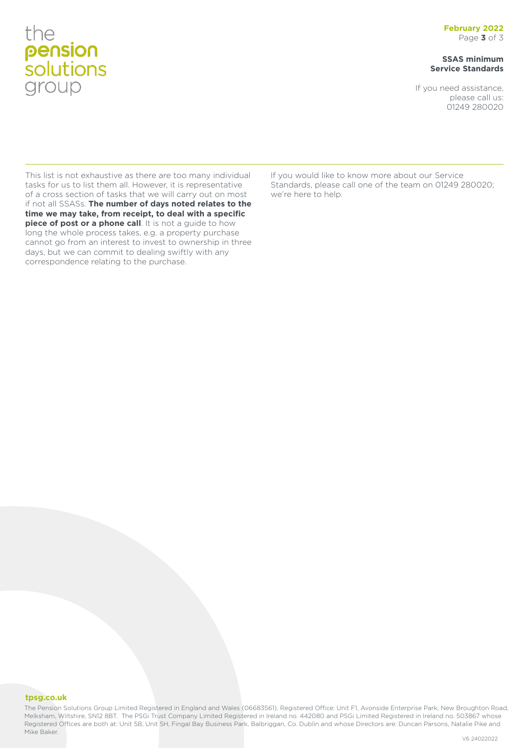This list is not exhaustive as there are too many individual tasks for us to list them all. However, it is representative of a cross section of tasks that we will carry out on most if not all SSASs. **The number of days noted relates to the time we may take, from receipt, to deal with a specific piece of post or a phone call**. It is not a guide to how long the whole process takes, e.g. a property purchase cannot go from an interest to invest to ownership in three days, but we can commit to dealing swiftly with any correspondence relating to the purchase.

If you would like to know more about our Service Standards, please call one of the team on 01249 280020; we're here to help.

**tpsg.co.uk**

The Pension Solutions Group Limited Registered in England and Wales (06683561), Registered Office: Unit F1, Avonside Enterprise Park, New Broughton Road, Melksham, Wiltshire, SN12 8BT. The PSGi Trust Company Limited Registered in Ireland no. 442080 and PSGi Limited Registered in Ireland no. 503867 whose Registered Offices are both at: Unit 5B, Unit 5H, Fingal Bay Business Park, Balbriggan, Co. Dublin and whose Directors are: Duncan Parsons, Natalie Pike and Mike Baker.

V6 24022022